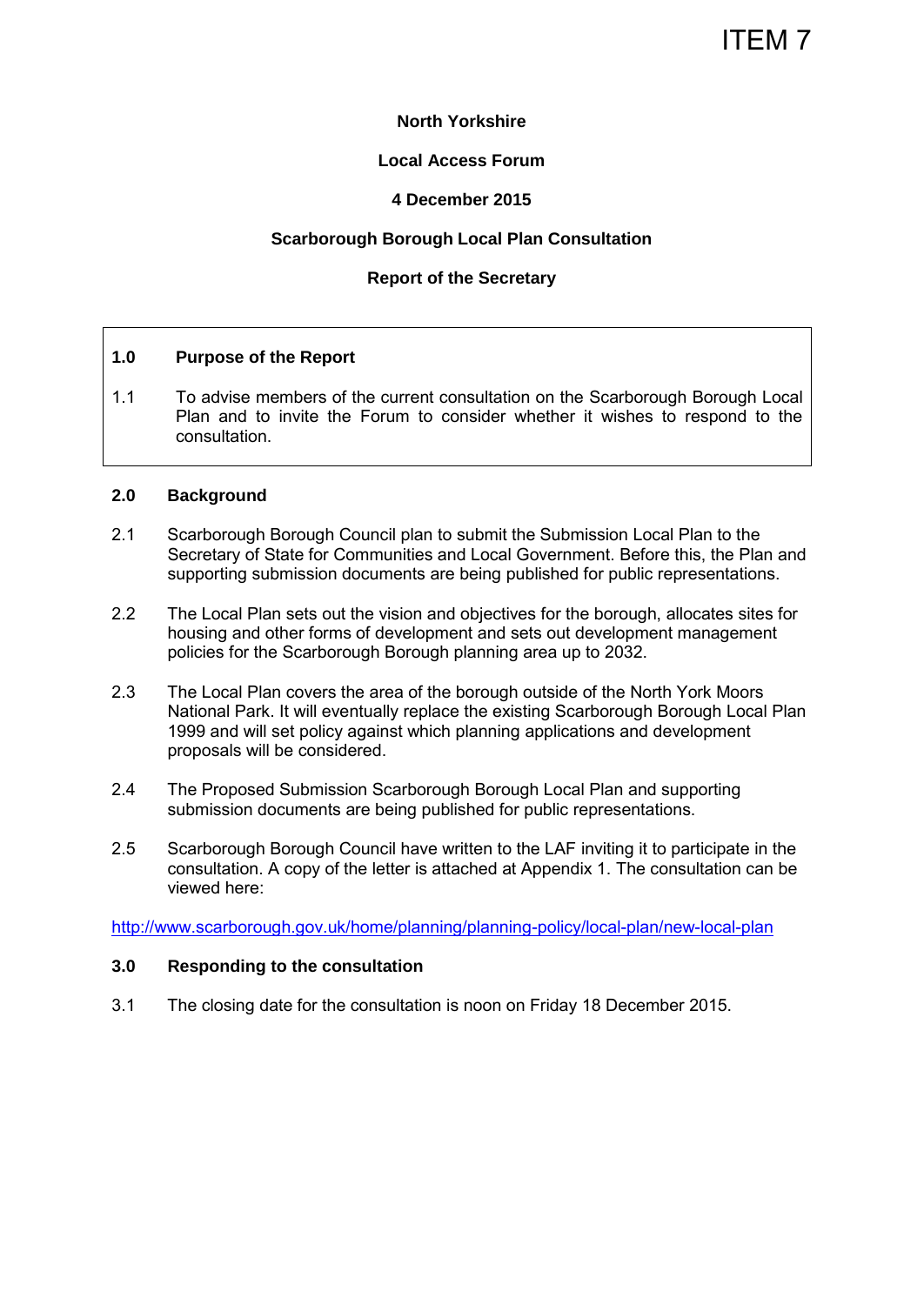ITEM 7

**North Yorkshire**

**Local Access Forum**

**4 December 2015**

**Scarborough Borough Local Plan Consultation**

**Report of the Secretary**

## 1.0 Purpose of the Report

1.1 To advise members of the current consultation on the Scarborough Borough Local Plan and to invite the Forum to consider whether it wishes to respond to the consultation.

## 2.0 Background

2.1 Scarborough Borough Council plan to submit the Submission Local Plan to the Secretary of State for Communities and Local Government. Before this, the Plan and supporting submission documents are being published for public representations.

2.2 The Local Plan sets out the vision and objectives for the borough, allocates sites for housing and other forms of development and sets out development management policies for the Scarborough Borough planning area up to 2032.

2.3 The Local Plan covers the area of the borough outside of the North York Moors National Park. It will eventually replace the existing Scarborough Borough Local Plan 1999 and will set policy against which planning applications and development proposals will be considered.

2.4 The Proposed Submission Scarborough Borough Local Plan and supporting submission documents are being published for public representations.

2.5 Scarborough Borough Council have written to the LAF inviting it to participate in the consultation. A copy of the letter is attached at Appendix 1. The consultation can be viewed here:

http://www.scarborough.gov.uk/home/planning/planning-policy/local-plan/new-local-plan

## 3.0 Responding to the consultation

3.1 The closing date for the consultation is noon on Friday 18 December 2015.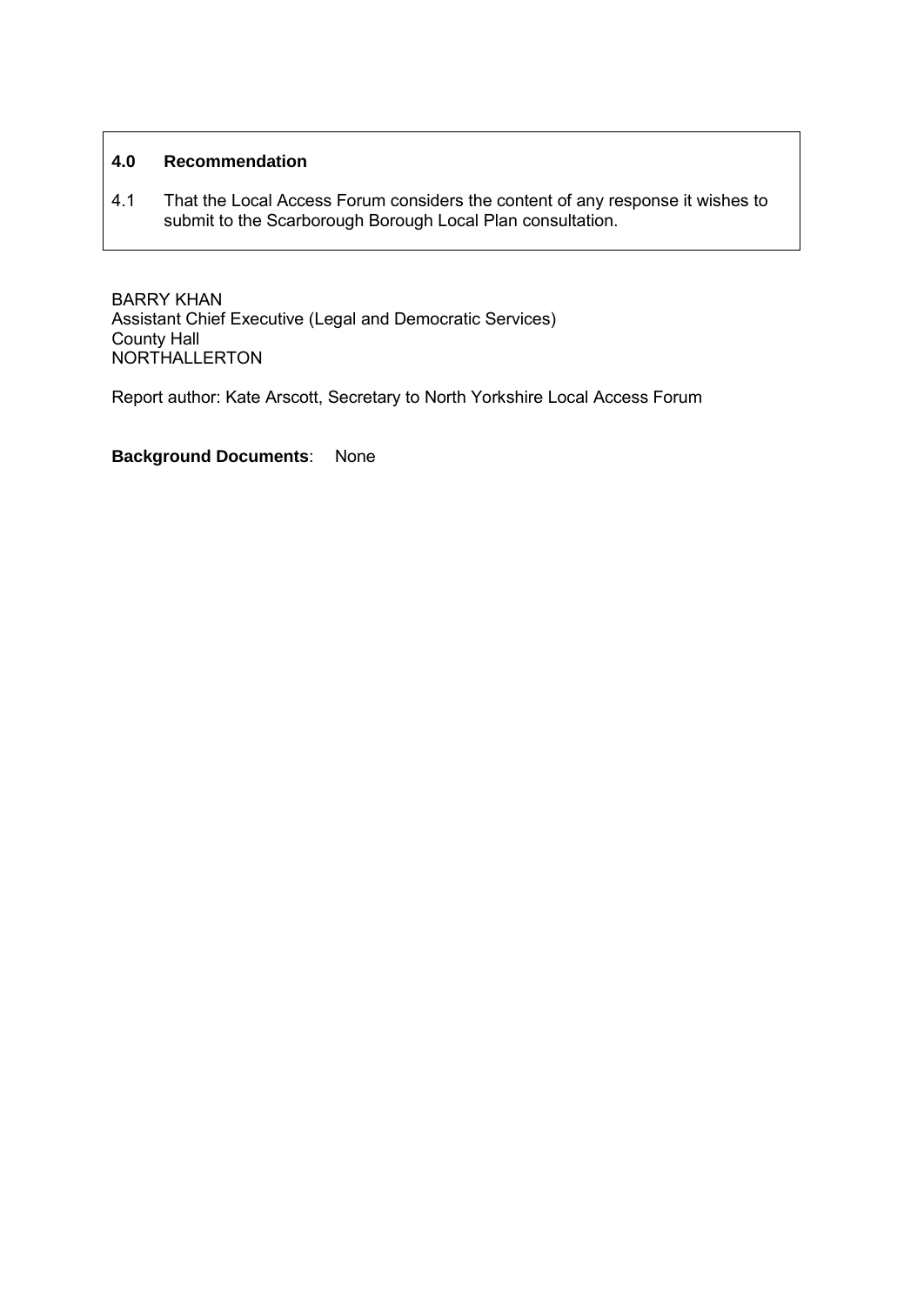### 4.0 Recommendation

4.1 That the Local Access Forum considers the content of any response it wishes to submit to the Scarborough Borough Local Plan consultation.

BARRY KHAN  
Assistant Chief Executive (Legal and Democratic Services)  
County Hall  
NORTHALLERTON

Report author: Kate Arscott, Secretary to North Yorkshire Local Access Forum

**Background Documents**: None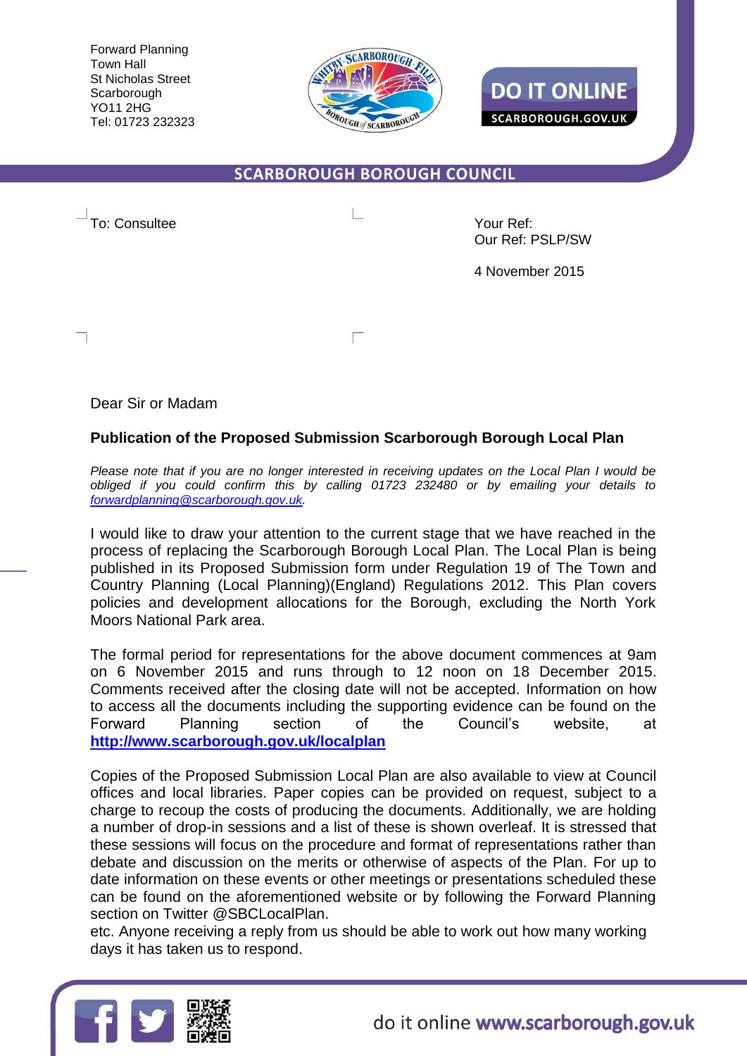Forward Planning
Town Hall
St Nicholas Street
Scarborough
YO11 2HG
Tel: 01723 232323

DO IT ONLINE
SCARBOROUGH.GOV.UK

SCARBOROUGH BOROUGH COUNCIL

To: Consultee

Your Ref:
Our Ref: PSLP/SW

4 November 2015

Dear Sir or Madam

**Publication of the Proposed Submission Scarborough Borough Local Plan**

*Please note that if you are no longer interested in receiving updates on the Local Plan I would be obliged if you could confirm this by calling 01723 232480 or by emailing your details to [forwardplanning@scarborough.gov.uk](mailto:forwardplanning@scarborough.gov.uk).*

I would like to draw your attention to the current stage that we have reached in the process of replacing the Scarborough Borough Local Plan. The Local Plan is being published in its Proposed Submission form under Regulation 19 of The Town and Country Planning (Local Planning)(England) Regulations 2012. This Plan covers policies and development allocations for the Borough, excluding the North York Moors National Park area.

The formal period for representations for the above document commences at 9am on 6 November 2015 and runs through to 12 noon on 18 December 2015. Comments received after the closing date will not be accepted. Information on how to access all the documents including the supporting evidence can be found on the Forward Planning section of the Council's website, at **[http://www.scarborough.gov.uk/localplan](http://www.scarborough.gov.uk/localplan)**

Copies of the Proposed Submission Local Plan are also available to view at Council offices and local libraries. Paper copies can be provided on request, subject to a charge to recoup the costs of producing the documents. Additionally, we are holding a number of drop-in sessions and a list of these is shown overleaf. It is stressed that these sessions will focus on the procedure and format of representations rather than debate and discussion on the merits or otherwise of aspects of the Plan. For up to date information on these events or other meetings or presentations scheduled these can be found on the aforementioned website or by following the Forward Planning section on Twitter @SBCLocalPlan.
etc. Anyone receiving a reply from us should be able to work out how many working days it has taken us to respond.

do it online **www.scarborough.gov.uk**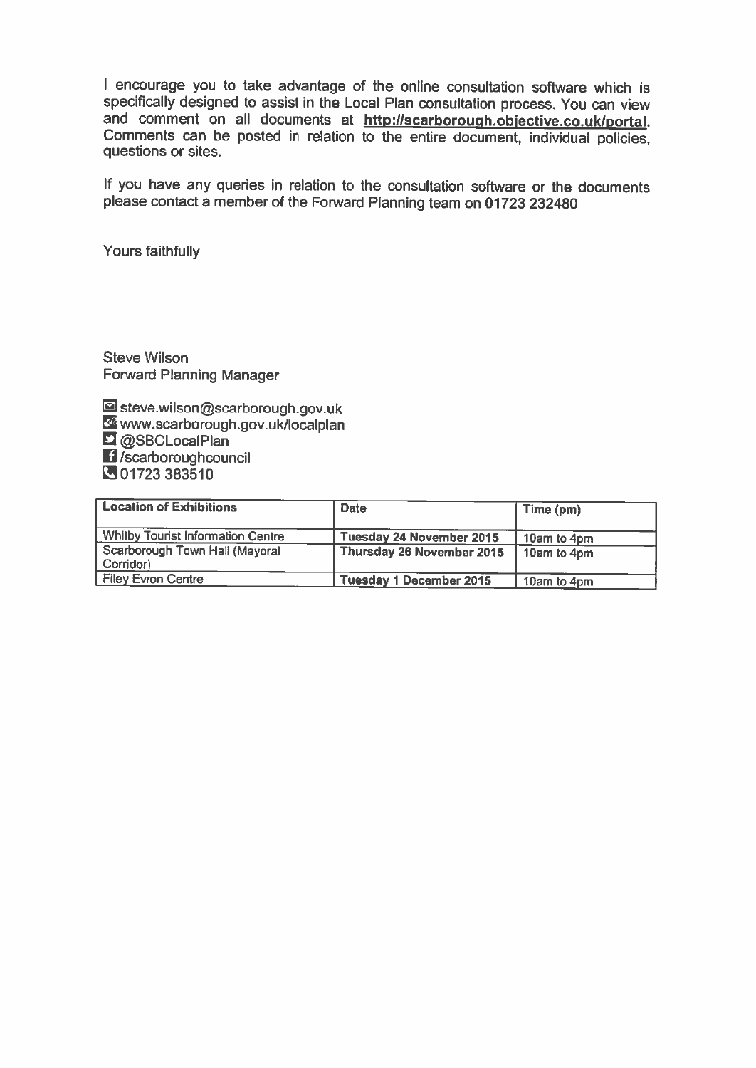I encourage you to take advantage of the online consultation software which is specifically designed to assist in the Local Plan consultation process. You can view and comment on all documents at **http://scarborough.objective.co.uk/portal**. Comments can be posted in relation to the entire document, individual policies, questions or sites.

If you have any queries in relation to the consultation software or the documents please contact a member of the Forward Planning team on 01723 232480

Yours faithfully

Steve Wilson
Forward Planning Manager

steve.wilson@scarborough.gov.uk
www.scarborough.gov.uk/localplan
@SBCLocalPlan
/scarboroughcouncil
01723 383510

| Location of Exhibitions | Date | Time (pm) |
|---|---|---|
| Whitby Tourist Information Centre | Tuesday 24 November 2015 | 10am to 4pm |
| Scarborough Town Hall (Mayoral Corridor) | Thursday 26 November 2015 | 10am to 4pm |
| Filey Evron Centre | Tuesday 1 December 2015 | 10am to 4pm |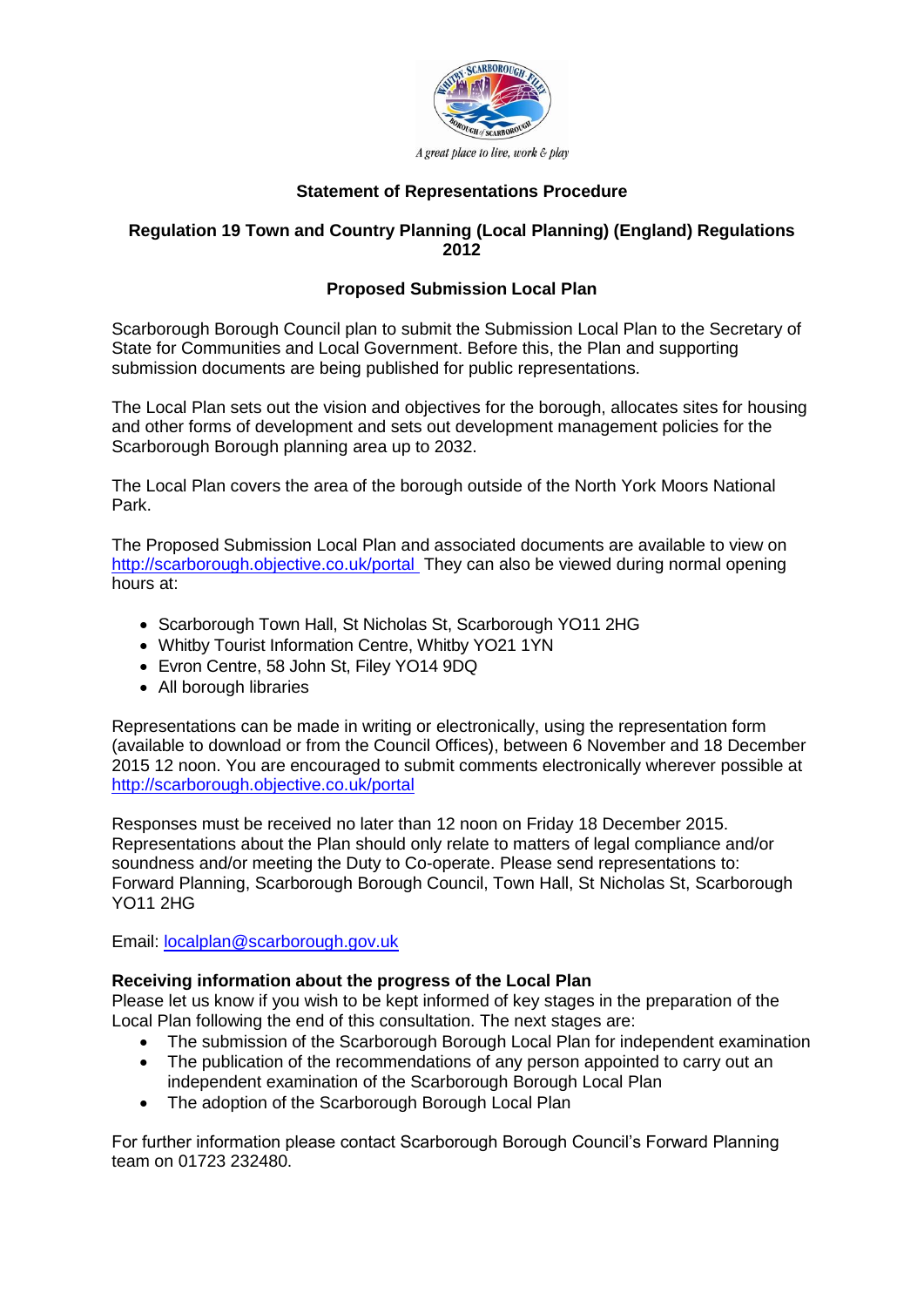*A great place to live, work & play*

**Statement of Representations Procedure**

**Regulation 19 Town and Country Planning (Local Planning) (England) Regulations 2012**

**Proposed Submission Local Plan**

Scarborough Borough Council plan to submit the Submission Local Plan to the Secretary of State for Communities and Local Government. Before this, the Plan and supporting submission documents are being published for public representations.

The Local Plan sets out the vision and objectives for the borough, allocates sites for housing and other forms of development and sets out development management policies for the Scarborough Borough planning area up to 2032.

The Local Plan covers the area of the borough outside of the North York Moors National Park.

The Proposed Submission Local Plan and associated documents are available to view on http://scarborough.objective.co.uk/portal They can also be viewed during normal opening hours at:

- Scarborough Town Hall, St Nicholas St, Scarborough YO11 2HG
- Whitby Tourist Information Centre, Whitby YO21 1YN
- Evron Centre, 58 John St, Filey YO14 9DQ
- All borough libraries

Representations can be made in writing or electronically, using the representation form (available to download or from the Council Offices), between 6 November and 18 December 2015 12 noon. You are encouraged to submit comments electronically wherever possible at http://scarborough.objective.co.uk/portal

Responses must be received no later than 12 noon on Friday 18 December 2015. Representations about the Plan should only relate to matters of legal compliance and/or soundness and/or meeting the Duty to Co-operate. Please send representations to: Forward Planning, Scarborough Borough Council, Town Hall, St Nicholas St, Scarborough YO11 2HG

Email: localplan@scarborough.gov.uk

**Receiving information about the progress of the Local Plan**

Please let us know if you wish to be kept informed of key stages in the preparation of the Local Plan following the end of this consultation. The next stages are:

- The submission of the Scarborough Borough Local Plan for independent examination
- The publication of the recommendations of any person appointed to carry out an independent examination of the Scarborough Borough Local Plan
- The adoption of the Scarborough Borough Local Plan

For further information please contact Scarborough Borough Council's Forward Planning team on 01723 232480.